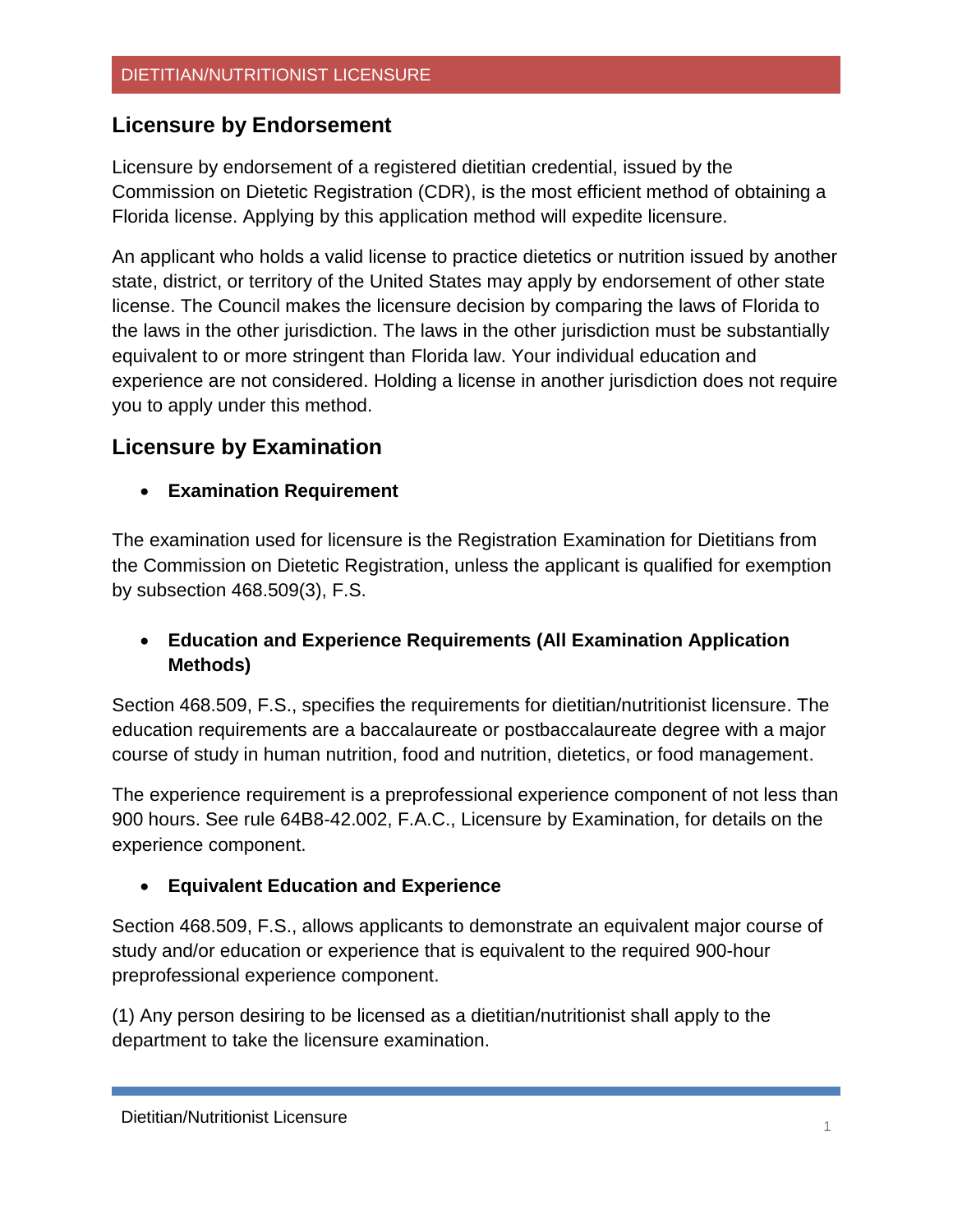## Licensure by Endorsement

Licensure by endorsement of a registered dietitian credential, issued by the Commission on Dietetic Registration (CDR), is the most efficient method of obtaining a Florida license. Applying by this application method will expedite licensure.

An applicant who holds a valid license to practice dietetics or nutrition issued by another state, district, or territory of the United States may apply by endorsement of other state license. The Council makes the licensure decision by comparing the laws of Florida to the laws in the other jurisdiction. The laws in the other jurisdiction must be substantially equivalent to or more stringent than Florida law. Your individual education and experience are not considered. Holding a license in another jurisdiction does not require you to apply under this method.

## Licensure by Examination

- **Examination Requirement**

The examination used for licensure is the Registration Examination for Dietitians from the Commission on Dietetic Registration, unless the applicant is qualified for exemption by subsection 468.509(3), F.S.

- **Education and Experience Requirements (All Examination Application Methods)**

Section 468.509, F.S., specifies the requirements for dietitian/nutritionist licensure. The education requirements are a baccalaureate or postbaccalaureate degree with a major course of study in human nutrition, food and nutrition, dietetics, or food management.

The experience requirement is a preprofessional experience component of not less than 900 hours. See rule 64B8-42.002, F.A.C., Licensure by Examination, for details on the experience component.

- **Equivalent Education and Experience**

Section 468.509, F.S., allows applicants to demonstrate an equivalent major course of study and/or education or experience that is equivalent to the required 900-hour preprofessional experience component.

(1) Any person desiring to be licensed as a dietitian/nutritionist shall apply to the department to take the licensure examination.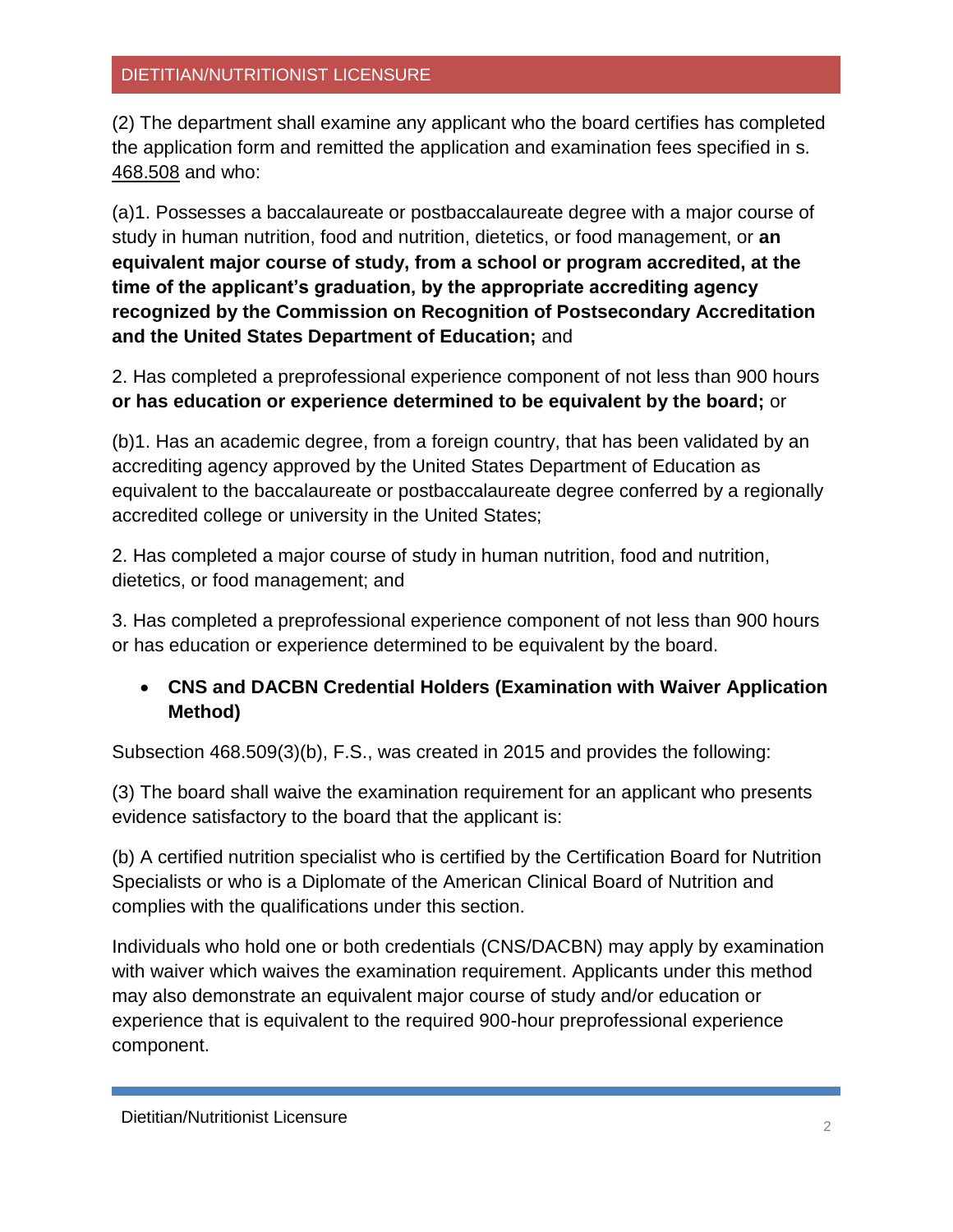(2) The department shall examine any applicant who the board certifies has completed the application form and remitted the application and examination fees specified in s. 468.508 and who:

(a)1. Possesses a baccalaureate or postbaccalaureate degree with a major course of study in human nutrition, food and nutrition, dietetics, or food management, or **an equivalent major course of study, from a school or program accredited, at the time of the applicant's graduation, by the appropriate accrediting agency recognized by the Commission on Recognition of Postsecondary Accreditation and the United States Department of Education;** and

2. Has completed a preprofessional experience component of not less than 900 hours **or has education or experience determined to be equivalent by the board;** or

(b)1. Has an academic degree, from a foreign country, that has been validated by an accrediting agency approved by the United States Department of Education as equivalent to the baccalaureate or postbaccalaureate degree conferred by a regionally accredited college or university in the United States;

2. Has completed a major course of study in human nutrition, food and nutrition, dietetics, or food management; and

3. Has completed a preprofessional experience component of not less than 900 hours or has education or experience determined to be equivalent by the board.

- **CNS and DACBN Credential Holders (Examination with Waiver Application Method)**

Subsection 468.509(3)(b), F.S., was created in 2015 and provides the following:

(3) The board shall waive the examination requirement for an applicant who presents evidence satisfactory to the board that the applicant is:

(b) A certified nutrition specialist who is certified by the Certification Board for Nutrition Specialists or who is a Diplomate of the American Clinical Board of Nutrition and complies with the qualifications under this section.

Individuals who hold one or both credentials (CNS/DACBN) may apply by examination with waiver which waives the examination requirement. Applicants under this method may also demonstrate an equivalent major course of study and/or education or experience that is equivalent to the required 900-hour preprofessional experience component.